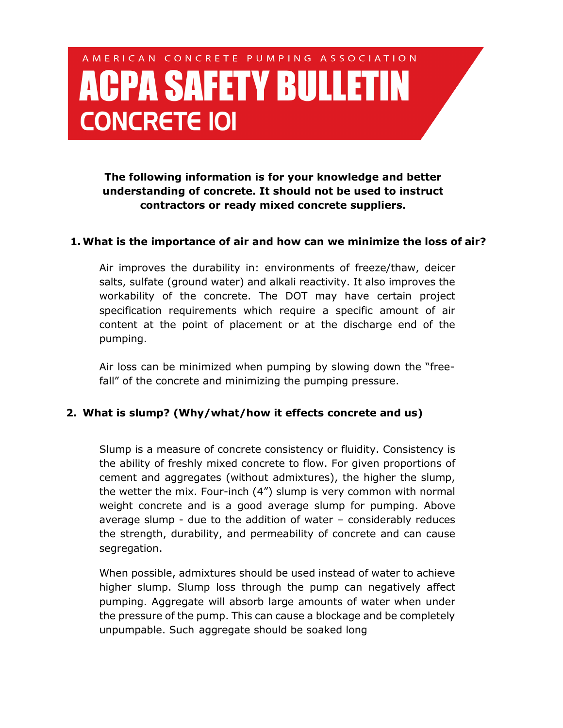AMERICAN CONCRETE PUMPING ASSOCIATION

# ACPA SAFETY BULLETIN

## CONCRETE 101

**The following information is for your knowledge and better understanding of concrete. It should not be used to instruct contractors or ready mixed concrete suppliers.**

### 1. What is the importance of air and how can we minimize the loss of air?

Air improves the durability in: environments of freeze/thaw, deicer salts, sulfate (ground water) and alkali reactivity. It also improves the workability of the concrete. The DOT may have certain project specification requirements which require a specific amount of air content at the point of placement or at the discharge end of the pumping.

Air loss can be minimized when pumping by slowing down the "free-fall" of the concrete and minimizing the pumping pressure.

### 2. What is slump? (Why/what/how it effects concrete and us)

Slump is a measure of concrete consistency or fluidity. Consistency is the ability of freshly mixed concrete to flow. For given proportions of cement and aggregates (without admixtures), the higher the slump, the wetter the mix. Four-inch (4") slump is very common with normal weight concrete and is a good average slump for pumping. Above average slump - due to the addition of water – considerably reduces the strength, durability, and permeability of concrete and can cause segregation.

When possible, admixtures should be used instead of water to achieve higher slump. Slump loss through the pump can negatively affect pumping. Aggregate will absorb large amounts of water when under the pressure of the pump. This can cause a blockage and be completely unpumpable. Such aggregate should be soaked long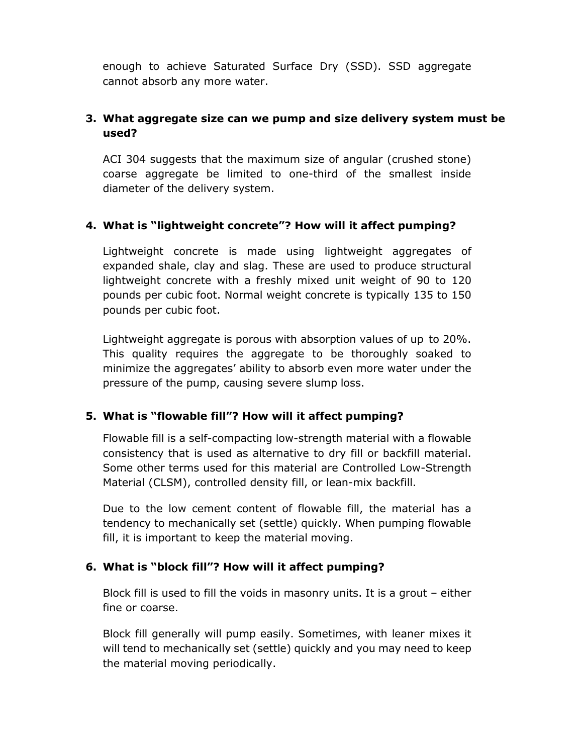enough to achieve Saturated Surface Dry (SSD). SSD aggregate cannot absorb any more water.

3. **What aggregate size can we pump and size delivery system must be used?**

   ACI 304 suggests that the maximum size of angular (crushed stone) coarse aggregate be limited to one-third of the smallest inside diameter of the delivery system.

4. **What is "lightweight concrete"? How will it affect pumping?**

   Lightweight concrete is made using lightweight aggregates of expanded shale, clay and slag. These are used to produce structural lightweight concrete with a freshly mixed unit weight of 90 to 120 pounds per cubic foot. Normal weight concrete is typically 135 to 150 pounds per cubic foot.

   Lightweight aggregate is porous with absorption values of up to 20%. This quality requires the aggregate to be thoroughly soaked to minimize the aggregates' ability to absorb even more water under the pressure of the pump, causing severe slump loss.

5. **What is "flowable fill"? How will it affect pumping?**

   Flowable fill is a self-compacting low-strength material with a flowable consistency that is used as alternative to dry fill or backfill material. Some other terms used for this material are Controlled Low-Strength Material (CLSM), controlled density fill, or lean-mix backfill.

   Due to the low cement content of flowable fill, the material has a tendency to mechanically set (settle) quickly. When pumping flowable fill, it is important to keep the material moving.

6. **What is "block fill"? How will it affect pumping?**

   Block fill is used to fill the voids in masonry units. It is a grout – either fine or coarse.

   Block fill generally will pump easily. Sometimes, with leaner mixes it will tend to mechanically set (settle) quickly and you may need to keep the material moving periodically.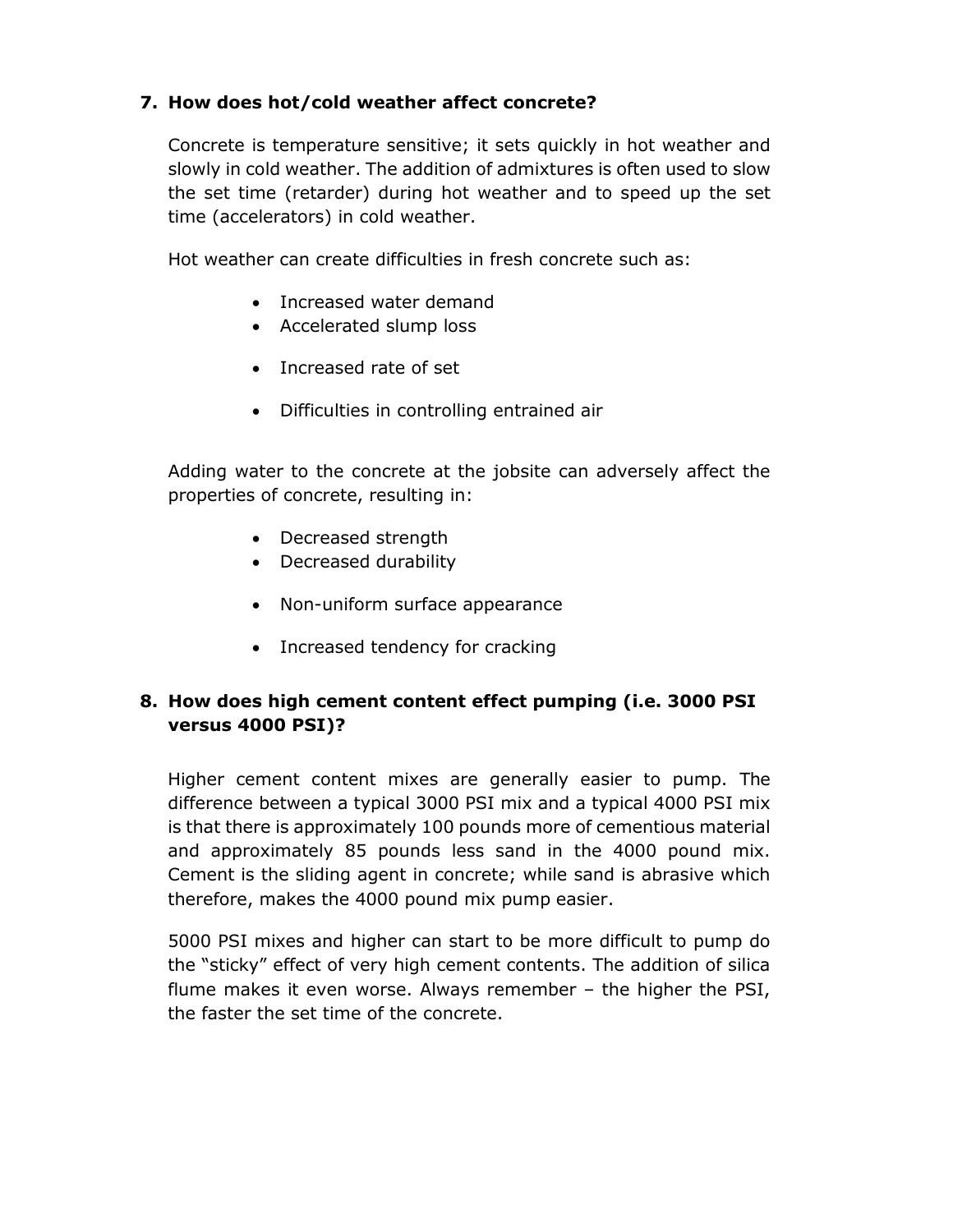### 7. How does hot/cold weather affect concrete?

Concrete is temperature sensitive; it sets quickly in hot weather and slowly in cold weather. The addition of admixtures is often used to slow the set time (retarder) during hot weather and to speed up the set time (accelerators) in cold weather.

Hot weather can create difficulties in fresh concrete such as:

- Increased water demand
- Accelerated slump loss
- Increased rate of set
- Difficulties in controlling entrained air

Adding water to the concrete at the jobsite can adversely affect the properties of concrete, resulting in:

- Decreased strength
- Decreased durability
- Non-uniform surface appearance
- Increased tendency for cracking

### 8. How does high cement content effect pumping (i.e. 3000 PSI versus 4000 PSI)?

Higher cement content mixes are generally easier to pump. The difference between a typical 3000 PSI mix and a typical 4000 PSI mix is that there is approximately 100 pounds more of cementious material and approximately 85 pounds less sand in the 4000 pound mix. Cement is the sliding agent in concrete; while sand is abrasive which therefore, makes the 4000 pound mix pump easier.

5000 PSI mixes and higher can start to be more difficult to pump do the "sticky" effect of very high cement contents. The addition of silica flume makes it even worse. Always remember – the higher the PSI, the faster the set time of the concrete.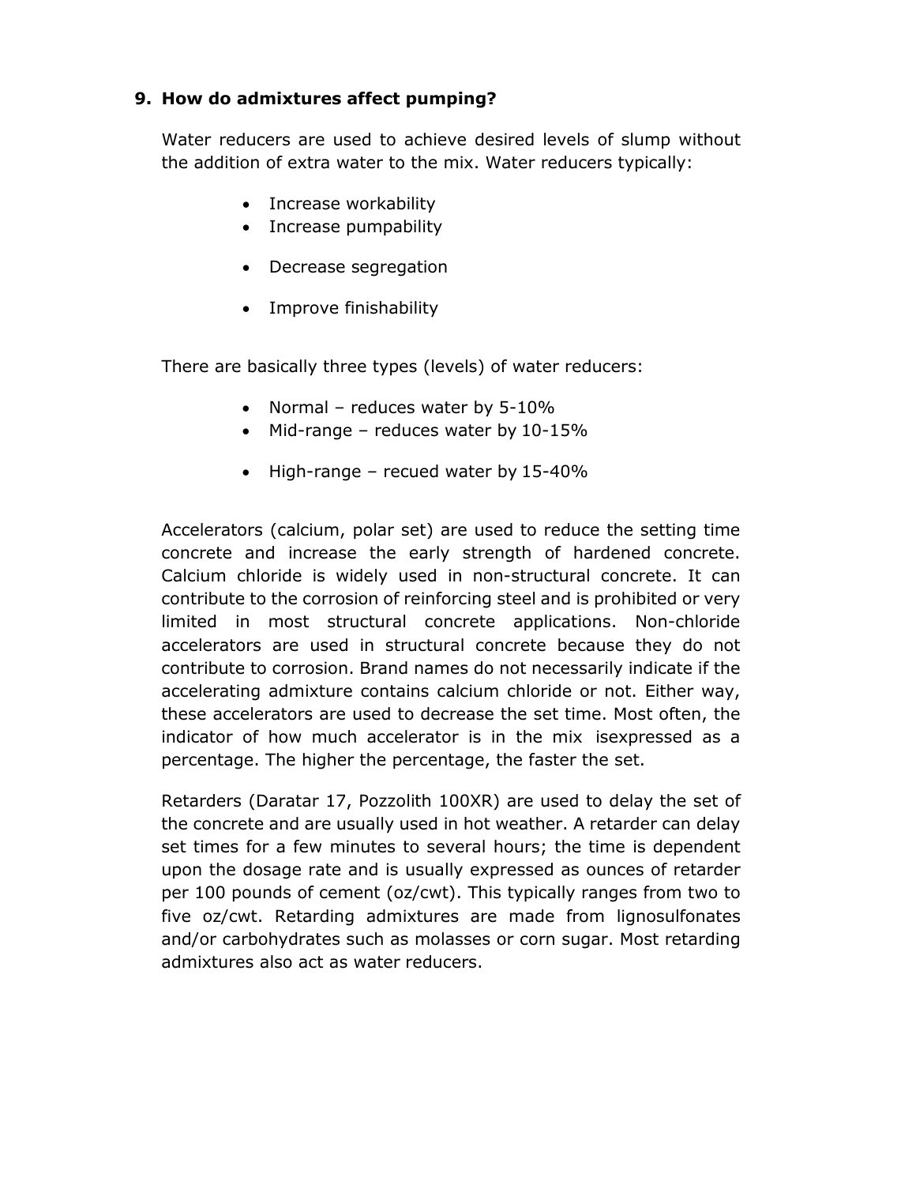### 9. How do admixtures affect pumping?

Water reducers are used to achieve desired levels of slump without the addition of extra water to the mix. Water reducers typically:

- Increase workability
- Increase pumpability
- Decrease segregation
- Improve finishability

There are basically three types (levels) of water reducers:

- Normal – reduces water by 5-10%
- Mid-range – reduces water by 10-15%
- High-range – recued water by 15-40%

Accelerators (calcium, polar set) are used to reduce the setting time concrete and increase the early strength of hardened concrete. Calcium chloride is widely used in non-structural concrete. It can contribute to the corrosion of reinforcing steel and is prohibited or very limited in most structural concrete applications. Non-chloride accelerators are used in structural concrete because they do not contribute to corrosion. Brand names do not necessarily indicate if the accelerating admixture contains calcium chloride or not. Either way, these accelerators are used to decrease the set time. Most often, the indicator of how much accelerator is in the mix isexpressed as a percentage. The higher the percentage, the faster the set.

Retarders (Daratar 17, Pozzolith 100XR) are used to delay the set of the concrete and are usually used in hot weather. A retarder can delay set times for a few minutes to several hours; the time is dependent upon the dosage rate and is usually expressed as ounces of retarder per 100 pounds of cement (oz/cwt). This typically ranges from two to five oz/cwt. Retarding admixtures are made from lignosulfonates and/or carbohydrates such as molasses or corn sugar. Most retarding admixtures also act as water reducers.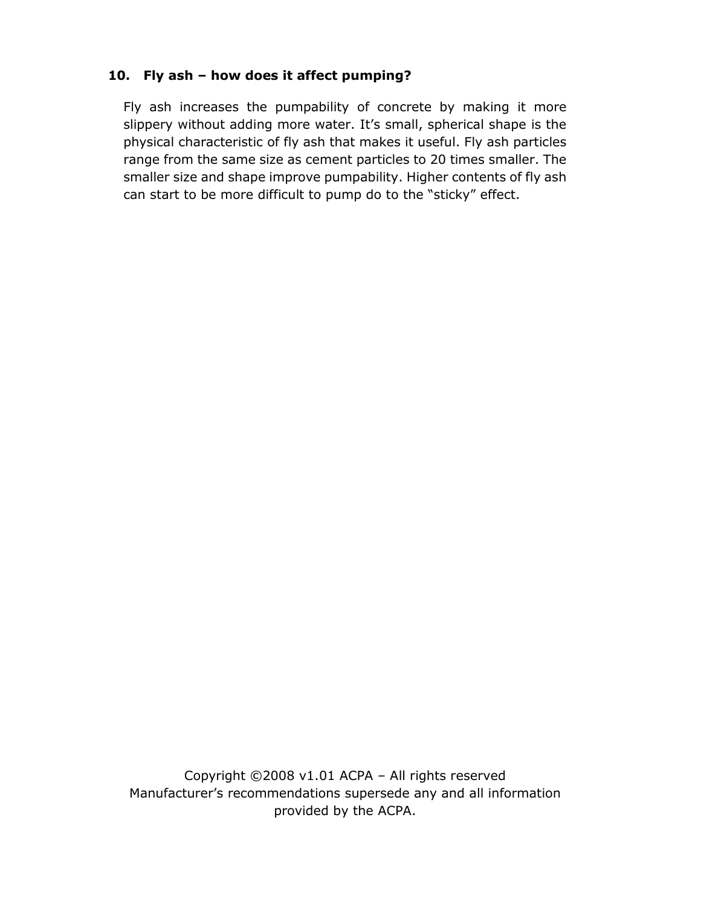### 10. Fly ash – how does it affect pumping?

Fly ash increases the pumpability of concrete by making it more slippery without adding more water. It's small, spherical shape is the physical characteristic of fly ash that makes it useful. Fly ash particles range from the same size as cement particles to 20 times smaller. The smaller size and shape improve pumpability. Higher contents of fly ash can start to be more difficult to pump do to the "sticky" effect.

Copyright ©2008 v1.01 ACPA – All rights reserved
Manufacturer's recommendations supersede any and all information provided by the ACPA.